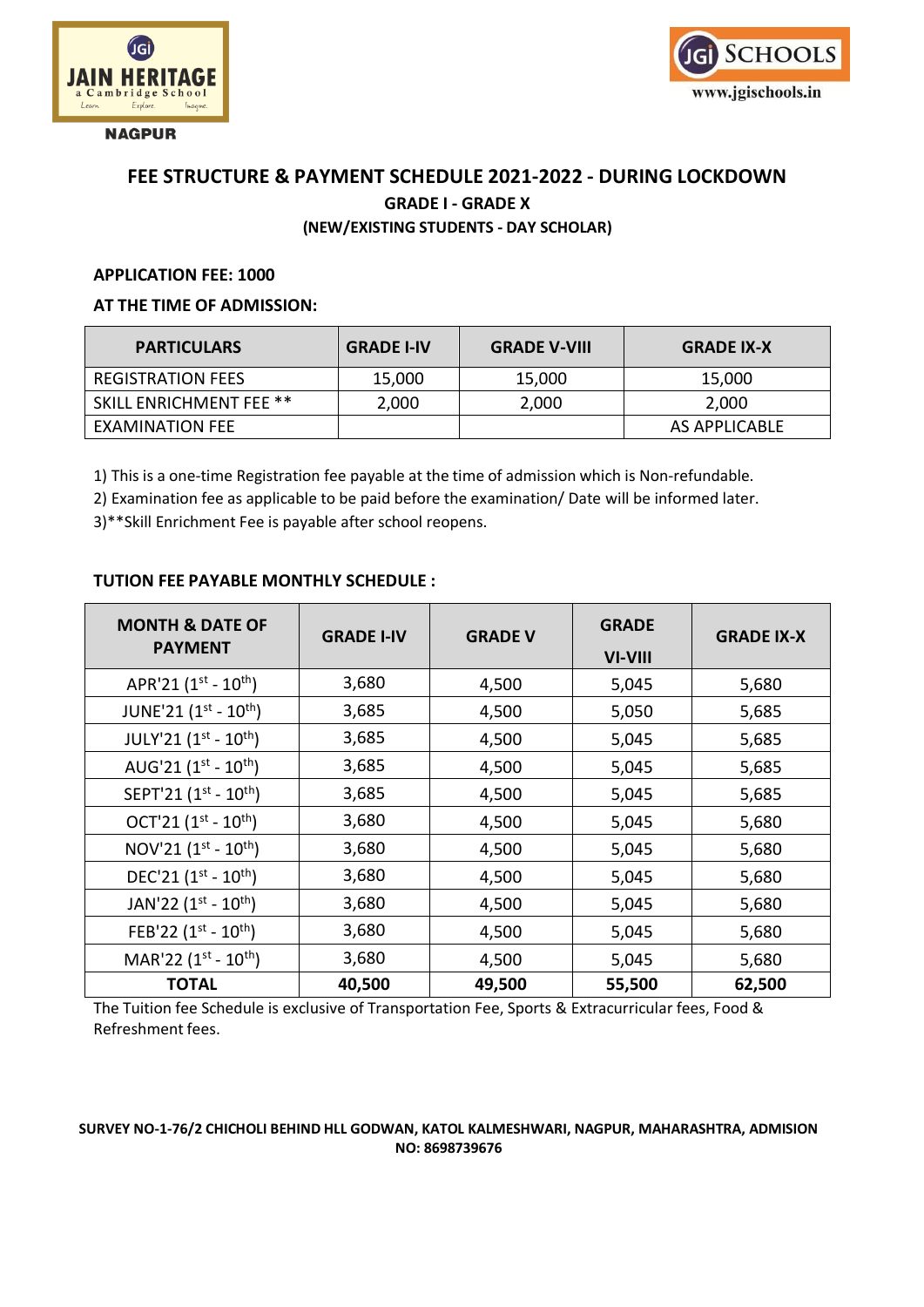JAIN HERITAGE
a Cambridge School
Learn Explore Imagine

NAGPUR

JGi SCHOOLS
www.jgischools.in

# FEE STRUCTURE & PAYMENT SCHEDULE 2021-2022 - DURING LOCKDOWN

## GRADE I - GRADE X

### (NEW/EXISTING STUDENTS - DAY SCHOLAR)

**APPLICATION FEE: 1000**

**AT THE TIME OF ADMISSION:**

| PARTICULARS | GRADE I-IV | GRADE V-VIII | GRADE IX-X |
|---|---|---|---|
| REGISTRATION FEES | 15,000 | 15,000 | 15,000 |
| SKILL ENRICHMENT FEE ** | 2,000 | 2,000 | 2,000 |
| EXAMINATION FEE | | | AS APPLICABLE |

1) This is a one-time Registration fee payable at the time of admission which is Non-refundable.
2) Examination fee as applicable to be paid before the examination/ Date will be informed later.
3)**Skill Enrichment Fee is payable after school reopens.

**TUTION FEE PAYABLE MONTHLY SCHEDULE :**

| MONTH & DATE OF PAYMENT | GRADE I-IV | GRADE V | GRADE VI-VIII | GRADE IX-X |
|---|---|---|---|---|
| APR'21 (1st - 10th) | 3,680 | 4,500 | 5,045 | 5,680 |
| JUNE'21 (1st - 10th) | 3,685 | 4,500 | 5,050 | 5,685 |
| JULY'21 (1st - 10th) | 3,685 | 4,500 | 5,045 | 5,685 |
| AUG'21 (1st - 10th) | 3,685 | 4,500 | 5,045 | 5,685 |
| SEPT'21 (1st - 10th) | 3,685 | 4,500 | 5,045 | 5,685 |
| OCT'21 (1st - 10th) | 3,680 | 4,500 | 5,045 | 5,680 |
| NOV'21 (1st - 10th) | 3,680 | 4,500 | 5,045 | 5,680 |
| DEC'21 (1st - 10th) | 3,680 | 4,500 | 5,045 | 5,680 |
| JAN'22 (1st - 10th) | 3,680 | 4,500 | 5,045 | 5,680 |
| FEB'22 (1st - 10th) | 3,680 | 4,500 | 5,045 | 5,680 |
| MAR'22 (1st - 10th) | 3,680 | 4,500 | 5,045 | 5,680 |
| **TOTAL** | **40,500** | **49,500** | **55,500** | **62,500** |

The Tuition fee Schedule is exclusive of Transportation Fee, Sports & Extracurricular fees, Food & Refreshment fees.

**SURVEY NO-1-76/2 CHICHOLI BEHIND HLL GODWAN, KATOL KALMESHWARI, NAGPUR, MAHARASHTRA, ADMISION NO: 8698739676**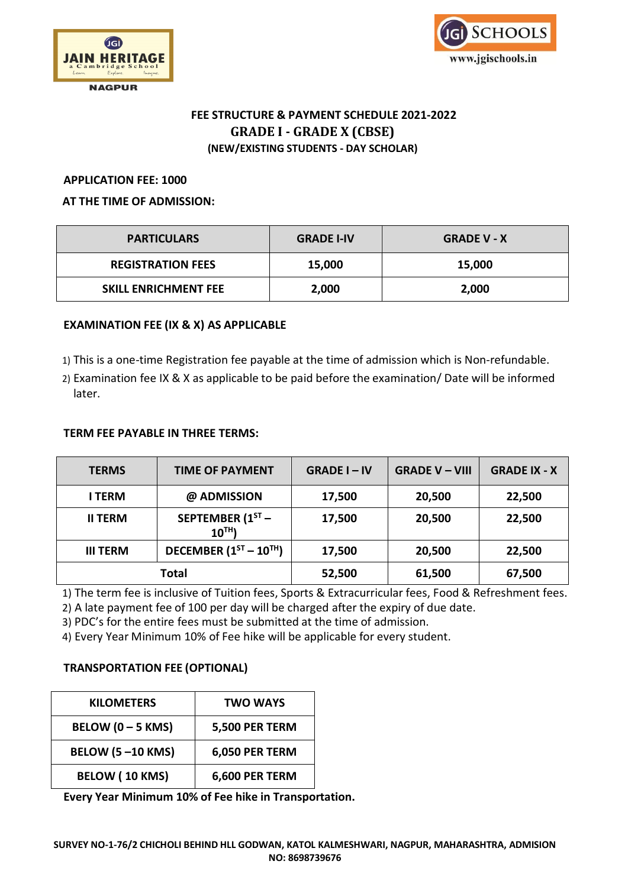JAIN HERITAGE
a Cambridge School
NAGPUR

JGi SCHOOLS
www.jgischools.in

## FEE STRUCTURE & PAYMENT SCHEDULE 2021-2022
## GRADE I - GRADE X (CBSE)
### (NEW/EXISTING STUDENTS - DAY SCHOLAR)

**APPLICATION FEE: 1000**

**AT THE TIME OF ADMISSION:**

| PARTICULARS | GRADE I-IV | GRADE V - X |
|---|---|---|
| REGISTRATION FEES | 15,000 | 15,000 |
| SKILL ENRICHMENT FEE | 2,000 | 2,000 |

**EXAMINATION FEE (IX & X) AS APPLICABLE**

1) This is a one-time Registration fee payable at the time of admission which is Non-refundable.
2) Examination fee IX & X as applicable to be paid before the examination/ Date will be informed later.

**TERM FEE PAYABLE IN THREE TERMS:**

| TERMS | TIME OF PAYMENT | GRADE I – IV | GRADE V – VIII | GRADE IX - X |
|---|---|---|---|---|
| I TERM | @ ADMISSION | 17,500 | 20,500 | 22,500 |
| II TERM | SEPTEMBER (1ST – 10TH) | 17,500 | 20,500 | 22,500 |
| III TERM | DECEMBER (1ST – 10TH) | 17,500 | 20,500 | 22,500 |
| Total | | 52,500 | 61,500 | 67,500 |

1) The term fee is inclusive of Tuition fees, Sports & Extracurricular fees, Food & Refreshment fees.
2) A late payment fee of 100 per day will be charged after the expiry of due date.
3) PDC's for the entire fees must be submitted at the time of admission.
4) Every Year Minimum 10% of Fee hike will be applicable for every student.

**TRANSPORTATION FEE (OPTIONAL)**

| KILOMETERS | TWO WAYS |
|---|---|
| BELOW (0 – 5 KMS) | 5,500 PER TERM |
| BELOW (5 –10 KMS) | 6,050 PER TERM |
| BELOW ( 10 KMS) | 6,600 PER TERM |

**Every Year Minimum 10% of Fee hike in Transportation.**

**SURVEY NO-1-76/2 CHICHOLI BEHIND HLL GODWAN, KATOL KALMESHWARI, NAGPUR, MAHARASHTRA, ADMISION NO: 8698739676**